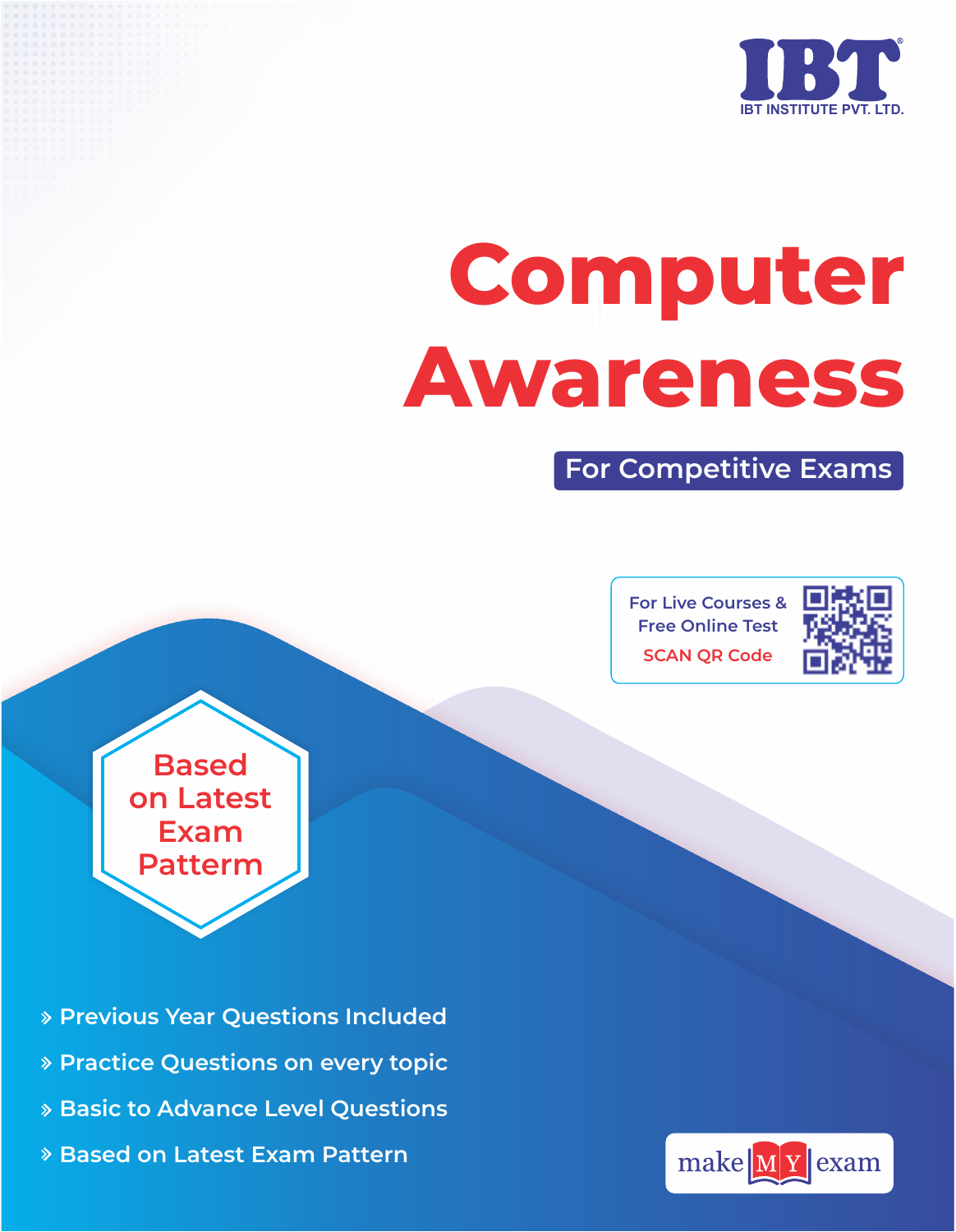IBT

IBT INSTITUTE PVT. LTD.

# Computer Awareness

## For Competitive Exams

For Live Courses & Free Online Test

SCAN QR Code

Based on Latest Exam Patterm

- Previous Year Questions Included
- Practice Questions on every topic
- Basic to Advance Level Questions
- Based on Latest Exam Pattern

make MY exam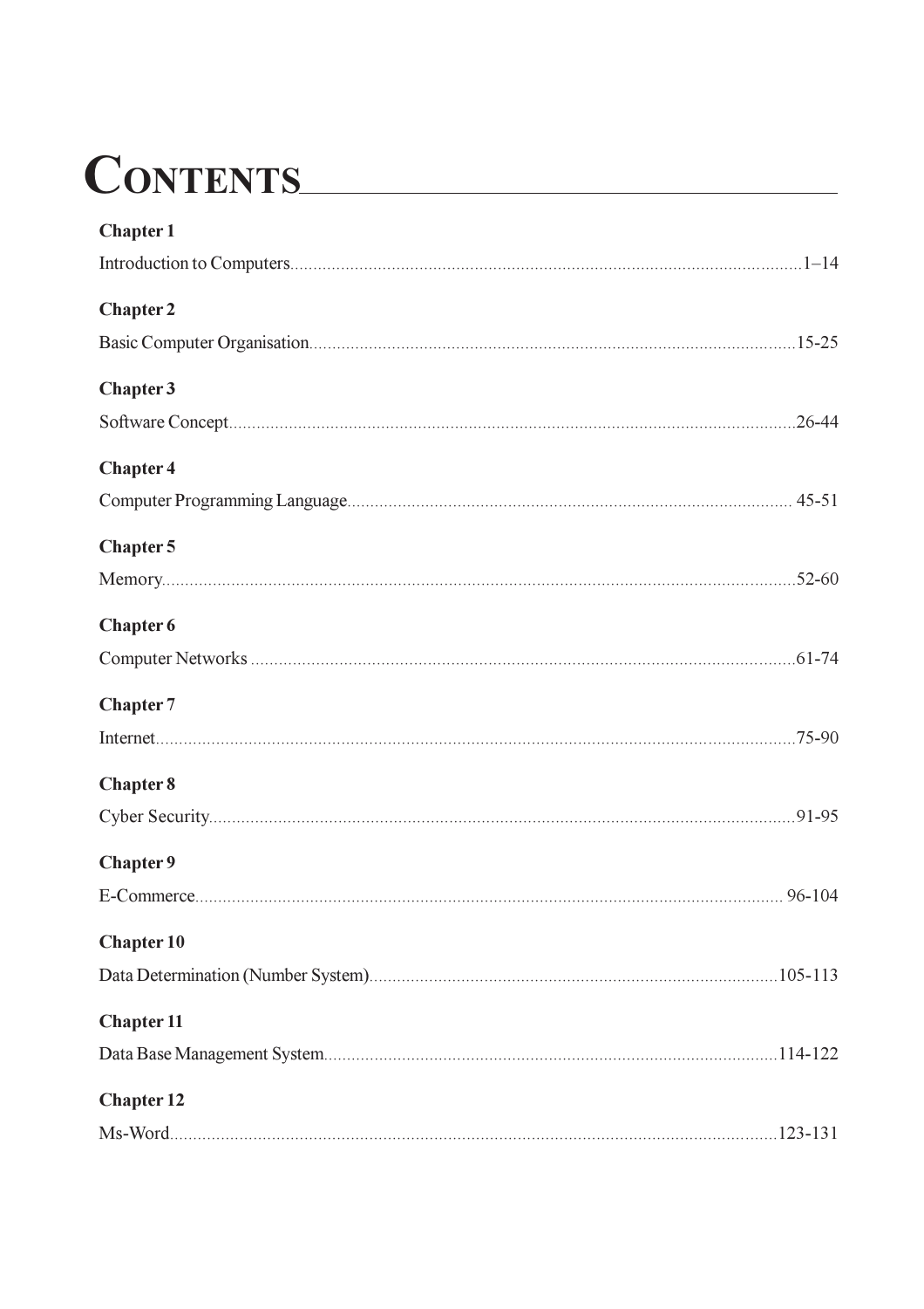# CONTENTS

**Chapter 1**

Introduction to Computers............1–14

**Chapter 2**

Basic Computer Organisation............15-25

**Chapter 3**

Software Concept............26-44

**Chapter 4**

Computer Programming Language............45-51

**Chapter 5**

Memory............52-60

**Chapter 6**

Computer Networks............61-74

**Chapter 7**

Internet............75-90

**Chapter 8**

Cyber Security............91-95

**Chapter 9**

E-Commerce............96-104

**Chapter 10**

Data Determination (Number System)............105-113

**Chapter 11**

Data Base Management System............114-122

**Chapter 12**

Ms-Word............123-131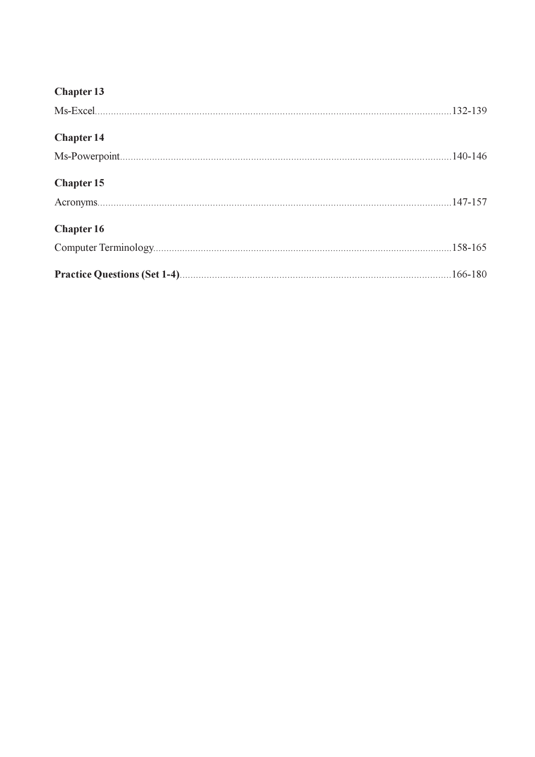**Chapter 13**

Ms-Excel....................................................................................................................................132-139

**Chapter 14**

Ms-Powerpoint...........................................................................................................................140-146

**Chapter 15**

Acronyms...................................................................................................................................147-157

**Chapter 16**

Computer Terminology...............................................................................................................158-165

**Practice Questions (Set 1-4)**....................................................................................................166-180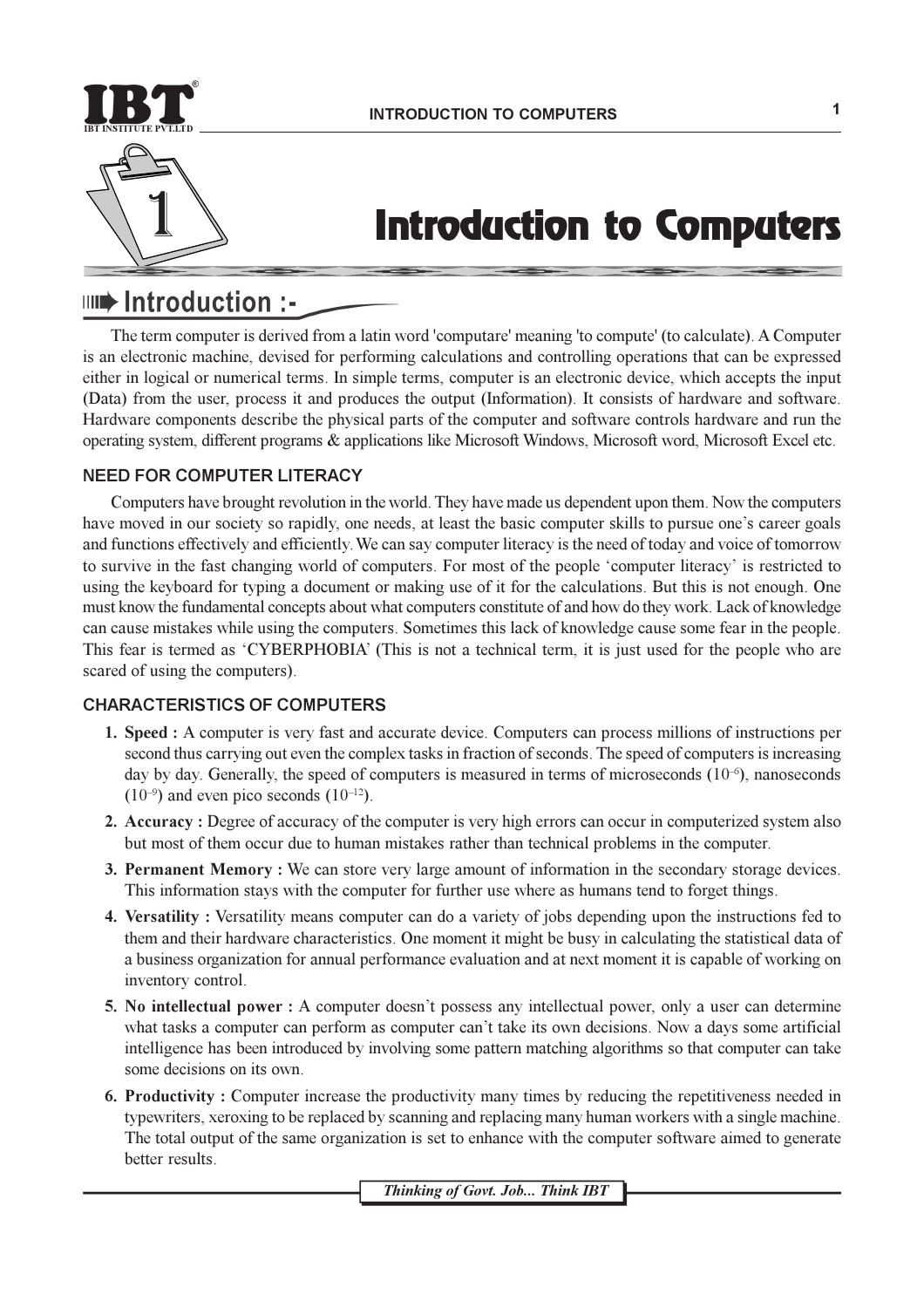# Introduction to Computers

## Introduction :-

The term computer is derived from a latin word 'computare' meaning 'to compute' (to calculate). A Computer is an electronic machine, devised for performing calculations and controlling operations that can be expressed either in logical or numerical terms. In simple terms, computer is an electronic device, which accepts the input (Data) from the user, process it and produces the output (Information). It consists of hardware and software. Hardware components describe the physical parts of the computer and software controls hardware and run the operating system, different programs & applications like Microsoft Windows, Microsoft word, Microsoft Excel etc.

### NEED FOR COMPUTER LITERACY

Computers have brought revolution in the world. They have made us dependent upon them. Now the computers have moved in our society so rapidly, one needs, at least the basic computer skills to pursue one's career goals and functions effectively and efficiently. We can say computer literacy is the need of today and voice of tomorrow to survive in the fast changing world of computers. For most of the people 'computer literacy' is restricted to using the keyboard for typing a document or making use of it for the calculations. But this is not enough. One must know the fundamental concepts about what computers constitute of and how do they work. Lack of knowledge can cause mistakes while using the computers. Sometimes this lack of knowledge cause some fear in the people. This fear is termed as 'CYBERPHOBIA' (This is not a technical term, it is just used for the people who are scared of using the computers).

### CHARACTERISTICS OF COMPUTERS

1. **Speed :** A computer is very fast and accurate device. Computers can process millions of instructions per second thus carrying out even the complex tasks in fraction of seconds. The speed of computers is increasing day by day. Generally, the speed of computers is measured in terms of microseconds ($10^{-6}$), nanoseconds ($10^{-9}$) and even pico seconds ($10^{-12}$).
2. **Accuracy :** Degree of accuracy of the computer is very high errors can occur in computerized system also but most of them occur due to human mistakes rather than technical problems in the computer.
3. **Permanent Memory :** We can store very large amount of information in the secondary storage devices. This information stays with the computer for further use where as humans tend to forget things.
4. **Versatility :** Versatility means computer can do a variety of jobs depending upon the instructions fed to them and their hardware characteristics. One moment it might be busy in calculating the statistical data of a business organization for annual performance evaluation and at next moment it is capable of working on inventory control.
5. **No intellectual power :** A computer doesn't possess any intellectual power, only a user can determine what tasks a computer can perform as computer can't take its own decisions. Now a days some artificial intelligence has been introduced by involving some pattern matching algorithms so that computer can take some decisions on its own.
6. **Productivity :** Computer increase the productivity many times by reducing the repetitiveness needed in typewriters, xeroxing to be replaced by scanning and replacing many human workers with a single machine. The total output of the same organization is set to enhance with the computer software aimed to generate better results.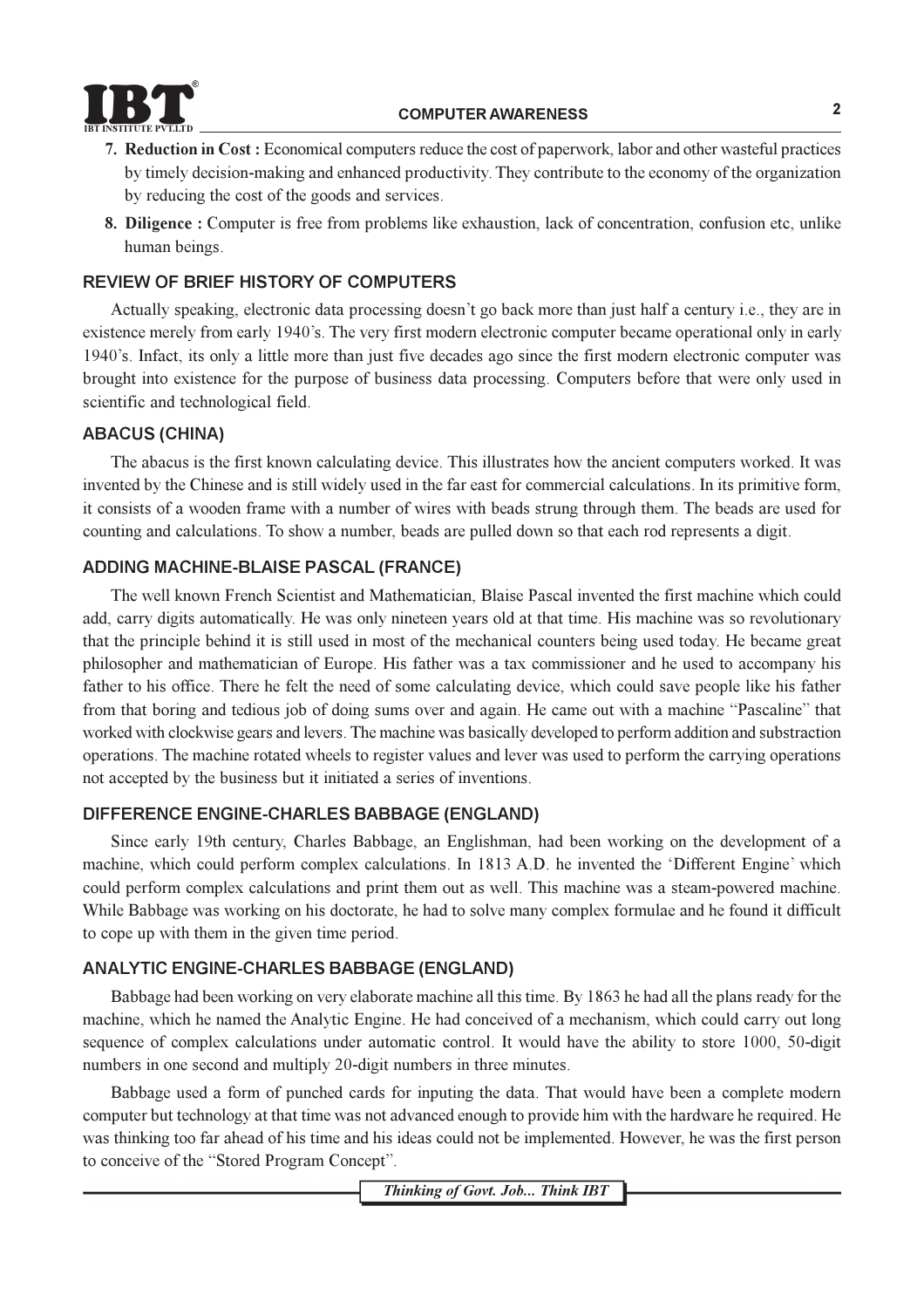7. **Reduction in Cost :** Economical computers reduce the cost of paperwork, labor and other wasteful practices by timely decision-making and enhanced productivity. They contribute to the economy of the organization by reducing the cost of the goods and services.

8. **Diligence :** Computer is free from problems like exhaustion, lack of concentration, confusion etc, unlike human beings.

## REVIEW OF BRIEF HISTORY OF COMPUTERS

Actually speaking, electronic data processing doesn't go back more than just half a century i.e., they are in existence merely from early 1940's. The very first modern electronic computer became operational only in early 1940's. Infact, its only a little more than just five decades ago since the first modern electronic computer was brought into existence for the purpose of business data processing. Computers before that were only used in scientific and technological field.

## ABACUS (CHINA)

The abacus is the first known calculating device. This illustrates how the ancient computers worked. It was invented by the Chinese and is still widely used in the far east for commercial calculations. In its primitive form, it consists of a wooden frame with a number of wires with beads strung through them. The beads are used for counting and calculations. To show a number, beads are pulled down so that each rod represents a digit.

## ADDING MACHINE-BLAISE PASCAL (FRANCE)

The well known French Scientist and Mathematician, Blaise Pascal invented the first machine which could add, carry digits automatically. He was only nineteen years old at that time. His machine was so revolutionary that the principle behind it is still used in most of the mechanical counters being used today. He became great philosopher and mathematician of Europe. His father was a tax commissioner and he used to accompany his father to his office. There he felt the need of some calculating device, which could save people like his father from that boring and tedious job of doing sums over and again. He came out with a machine "Pascaline" that worked with clockwise gears and levers. The machine was basically developed to perform addition and substraction operations. The machine rotated wheels to register values and lever was used to perform the carrying operations not accepted by the business but it initiated a series of inventions.

## DIFFERENCE ENGINE-CHARLES BABBAGE (ENGLAND)

Since early 19th century, Charles Babbage, an Englishman, had been working on the development of a machine, which could perform complex calculations. In 1813 A.D. he invented the 'Different Engine' which could perform complex calculations and print them out as well. This machine was a steam-powered machine. While Babbage was working on his doctorate, he had to solve many complex formulae and he found it difficult to cope up with them in the given time period.

## ANALYTIC ENGINE-CHARLES BABBAGE (ENGLAND)

Babbage had been working on very elaborate machine all this time. By 1863 he had all the plans ready for the machine, which he named the Analytic Engine. He had conceived of a mechanism, which could carry out long sequence of complex calculations under automatic control. It would have the ability to store 1000, 50-digit numbers in one second and multiply 20-digit numbers in three minutes.

Babbage used a form of punched cards for inputing the data. That would have been a complete modern computer but technology at that time was not advanced enough to provide him with the hardware he required. He was thinking too far ahead of his time and his ideas could not be implemented. However, he was the first person to conceive of the "Stored Program Concept".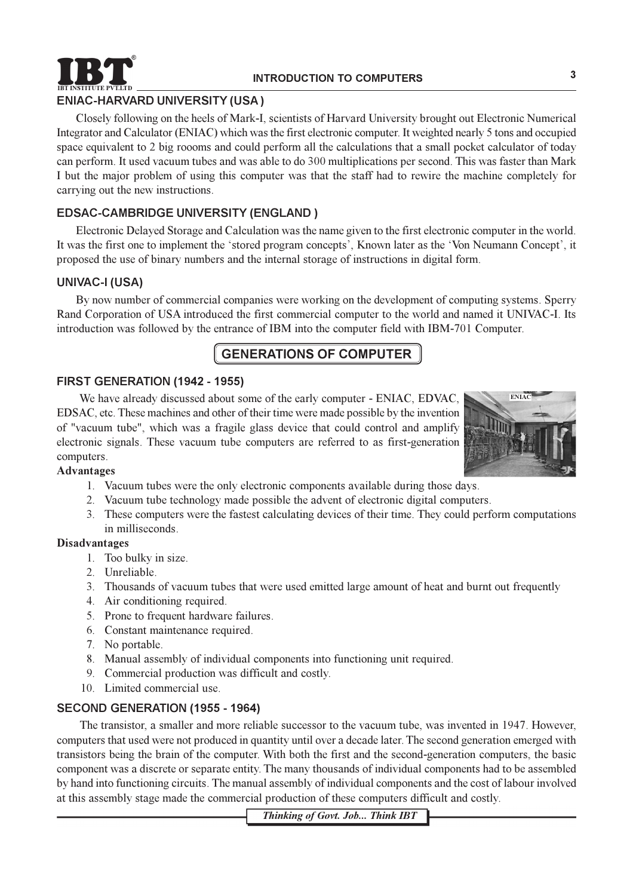### ENIAC-HARVARD UNIVERSITY (USA )

Closely following on the heels of Mark-I, scientists of Harvard University brought out Electronic Numerical Integrator and Calculator (ENIAC) which was the first electronic computer. It weighted nearly 5 tons and occupied space equivalent to 2 big roooms and could perform all the calculations that a small pocket calculator of today can perform. It used vacuum tubes and was able to do 300 multiplications per second. This was faster than Mark I but the major problem of using this computer was that the staff had to rewire the machine completely for carrying out the new instructions.

### EDSAC-CAMBRIDGE UNIVERSITY (ENGLAND )

Electronic Delayed Storage and Calculation was the name given to the first electronic computer in the world. It was the first one to implement the 'stored program concepts', Known later as the 'Von Neumann Concept', it proposed the use of binary numbers and the internal storage of instructions in digital form.

### UNIVAC-I (USA)

By now number of commercial companies were working on the development of computing systems. Sperry Rand Corporation of USA introduced the first commercial computer to the world and named it UNIVAC-I. Its introduction was followed by the entrance of IBM into the computer field with IBM-701 Computer.

## GENERATIONS OF COMPUTER

### FIRST GENERATION (1942 - 1955)

We have already discussed about some of the early computer - ENIAC, EDVAC, EDSAC, etc. These machines and other of their time were made possible by the invention of "vacuum tube", which was a fragile glass device that could control and amplify electronic signals. These vacuum tube computers are referred to as first-generation computers.

ENIAC

**Advantages**

1. Vacuum tubes were the only electronic components available during those days.
2. Vacuum tube technology made possible the advent of electronic digital computers.
3. These computers were the fastest calculating devices of their time. They could perform computations in milliseconds.

**Disadvantages**

1. Too bulky in size.
2. Unreliable.
3. Thousands of vacuum tubes that were used emitted large amount of heat and burnt out frequently
4. Air conditioning required.
5. Prone to frequent hardware failures.
6. Constant maintenance required.
7. No portable.
8. Manual assembly of individual components into functioning unit required.
9. Commercial production was difficult and costly.
10. Limited commercial use.

### SECOND GENERATION (1955 - 1964)

The transistor, a smaller and more reliable successor to the vacuum tube, was invented in 1947. However, computers that used were not produced in quantity until over a decade later. The second generation emerged with transistors being the brain of the computer. With both the first and the second-generation computers, the basic component was a discrete or separate entity. The many thousands of individual components had to be assembled by hand into functioning circuits. The manual assembly of individual components and the cost of labour involved at this assembly stage made the commercial production of these computers difficult and costly.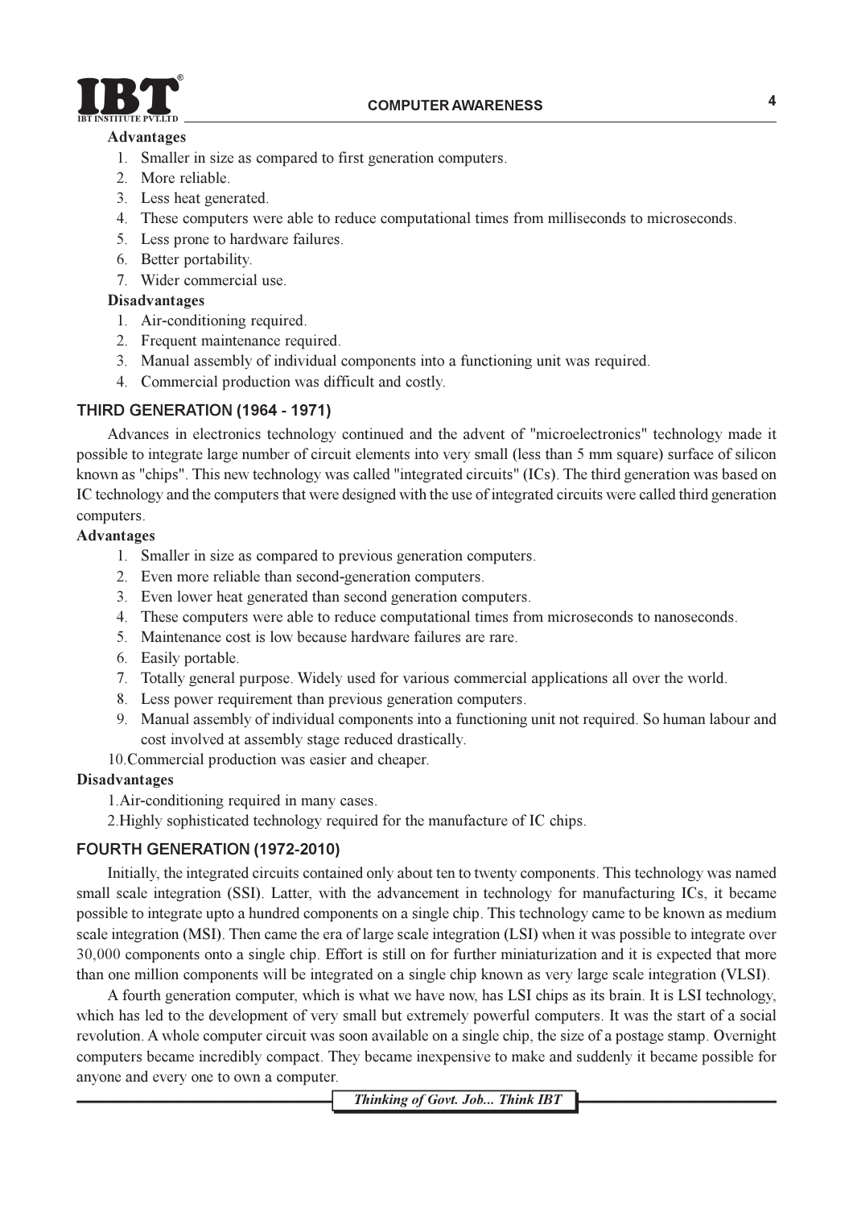**Advantages**

1. Smaller in size as compared to first generation computers.
2. More reliable.
3. Less heat generated.
4. These computers were able to reduce computational times from milliseconds to microseconds.
5. Less prone to hardware failures.
6. Better portability.
7. Wider commercial use.

**Disadvantages**

1. Air-conditioning required.
2. Frequent maintenance required.
3. Manual assembly of individual components into a functioning unit was required.
4. Commercial production was difficult and costly.

## THIRD GENERATION (1964 - 1971)

Advances in electronics technology continued and the advent of "microelectronics" technology made it possible to integrate large number of circuit elements into very small (less than 5 mm square) surface of silicon known as "chips". This new technology was called "integrated circuits" (ICs). The third generation was based on IC technology and the computers that were designed with the use of integrated circuits were called third generation computers.

**Advantages**

1. Smaller in size as compared to previous generation computers.
2. Even more reliable than second-generation computers.
3. Even lower heat generated than second generation computers.
4. These computers were able to reduce computational times from microseconds to nanoseconds.
5. Maintenance cost is low because hardware failures are rare.
6. Easily portable.
7. Totally general purpose. Widely used for various commercial applications all over the world.
8. Less power requirement than previous generation computers.
9. Manual assembly of individual components into a functioning unit not required. So human labour and cost involved at assembly stage reduced drastically.
10. Commercial production was easier and cheaper.

**Disadvantages**

1. Air-conditioning required in many cases.
2. Highly sophisticated technology required for the manufacture of IC chips.

## FOURTH GENERATION (1972-2010)

Initially, the integrated circuits contained only about ten to twenty components. This technology was named small scale integration (SSI). Latter, with the advancement in technology for manufacturing ICs, it became possible to integrate upto a hundred components on a single chip. This technology came to be known as medium scale integration (MSI). Then came the era of large scale integration (LSI) when it was possible to integrate over 30,000 components onto a single chip. Effort is still on for further miniaturization and it is expected that more than one million components will be integrated on a single chip known as very large scale integration (VLSI).

A fourth generation computer, which is what we have now, has LSI chips as its brain. It is LSI technology, which has led to the development of very small but extremely powerful computers. It was the start of a social revolution. A whole computer circuit was soon available on a single chip, the size of a postage stamp. Overnight computers became incredibly compact. They became inexpensive to make and suddenly it became possible for anyone and every one to own a computer.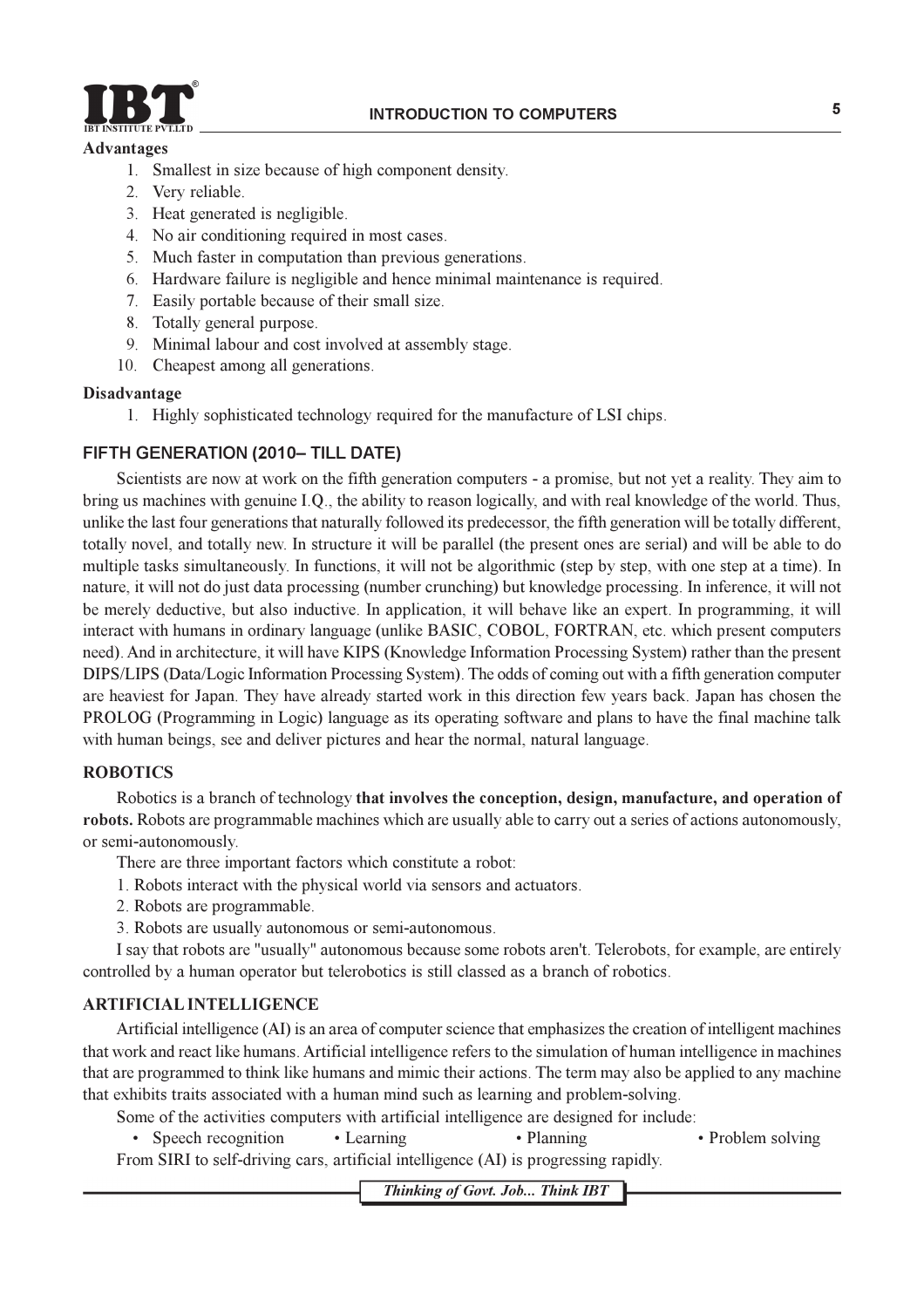**Advantages**

1. Smallest in size because of high component density.
2. Very reliable.
3. Heat generated is negligible.
4. No air conditioning required in most cases.
5. Much faster in computation than previous generations.
6. Hardware failure is negligible and hence minimal maintenance is required.
7. Easily portable because of their small size.
8. Totally general purpose.
9. Minimal labour and cost involved at assembly stage.
10. Cheapest among all generations.

**Disadvantage**

1. Highly sophisticated technology required for the manufacture of LSI chips.

## FIFTH GENERATION (2010– TILL DATE)

Scientists are now at work on the fifth generation computers - a promise, but not yet a reality. They aim to bring us machines with genuine I.Q., the ability to reason logically, and with real knowledge of the world. Thus, unlike the last four generations that naturally followed its predecessor, the fifth generation will be totally different, totally novel, and totally new. In structure it will be parallel (the present ones are serial) and will be able to do multiple tasks simultaneously. In functions, it will not be algorithmic (step by step, with one step at a time). In nature, it will not do just data processing (number crunching) but knowledge processing. In inference, it will not be merely deductive, but also inductive. In application, it will behave like an expert. In programming, it will interact with humans in ordinary language (unlike BASIC, COBOL, FORTRAN, etc. which present computers need). And in architecture, it will have KIPS (Knowledge Information Processing System) rather than the present DIPS/LIPS (Data/Logic Information Processing System). The odds of coming out with a fifth generation computer are heaviest for Japan. They have already started work in this direction few years back. Japan has chosen the PROLOG (Programming in Logic) language as its operating software and plans to have the final machine talk with human beings, see and deliver pictures and hear the normal, natural language.

## ROBOTICS

Robotics is a branch of technology **that involves the conception, design, manufacture, and operation of robots.** Robots are programmable machines which are usually able to carry out a series of actions autonomously, or semi-autonomously.

There are three important factors which constitute a robot:

1. Robots interact with the physical world via sensors and actuators.
2. Robots are programmable.
3. Robots are usually autonomous or semi-autonomous.

I say that robots are "usually" autonomous because some robots aren't. Telerobots, for example, are entirely controlled by a human operator but telerobotics is still classed as a branch of robotics.

## ARTIFICIAL INTELLIGENCE

Artificial intelligence (AI) is an area of computer science that emphasizes the creation of intelligent machines that work and react like humans. Artificial intelligence refers to the simulation of human intelligence in machines that are programmed to think like humans and mimic their actions. The term may also be applied to any machine that exhibits traits associated with a human mind such as learning and problem-solving.

Some of the activities computers with artificial intelligence are designed for include:

- Speech recognition
- Learning
- Planning
- Problem solving

From SIRI to self-driving cars, artificial intelligence (AI) is progressing rapidly.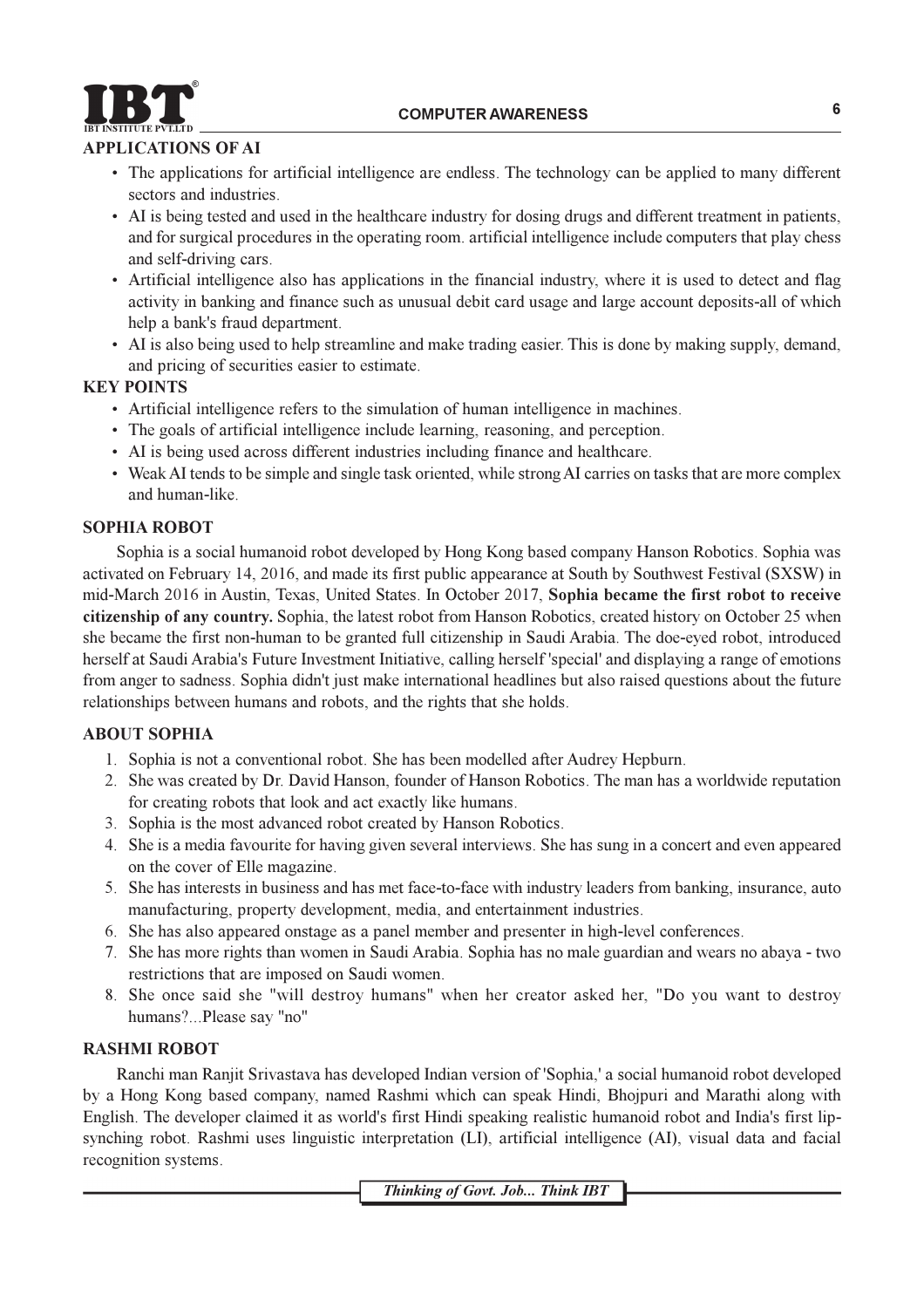## APPLICATIONS OF AI

- The applications for artificial intelligence are endless. The technology can be applied to many different sectors and industries.
- AI is being tested and used in the healthcare industry for dosing drugs and different treatment in patients, and for surgical procedures in the operating room. artificial intelligence include computers that play chess and self-driving cars.
- Artificial intelligence also has applications in the financial industry, where it is used to detect and flag activity in banking and finance such as unusual debit card usage and large account deposits-all of which help a bank's fraud department.
- AI is also being used to help streamline and make trading easier. This is done by making supply, demand, and pricing of securities easier to estimate.

## KEY POINTS

- Artificial intelligence refers to the simulation of human intelligence in machines.
- The goals of artificial intelligence include learning, reasoning, and perception.
- AI is being used across different industries including finance and healthcare.
- Weak AI tends to be simple and single task oriented, while strong AI carries on tasks that are more complex and human-like.

## SOPHIA ROBOT

Sophia is a social humanoid robot developed by Hong Kong based company Hanson Robotics. Sophia was activated on February 14, 2016, and made its first public appearance at South by Southwest Festival (SXSW) in mid-March 2016 in Austin, Texas, United States. In October 2017, **Sophia became the first robot to receive citizenship of any country.** Sophia, the latest robot from Hanson Robotics, created history on October 25 when she became the first non-human to be granted full citizenship in Saudi Arabia. The doe-eyed robot, introduced herself at Saudi Arabia's Future Investment Initiative, calling herself 'special' and displaying a range of emotions from anger to sadness. Sophia didn't just make international headlines but also raised questions about the future relationships between humans and robots, and the rights that she holds.

## ABOUT SOPHIA

1. Sophia is not a conventional robot. She has been modelled after Audrey Hepburn.
2. She was created by Dr. David Hanson, founder of Hanson Robotics. The man has a worldwide reputation for creating robots that look and act exactly like humans.
3. Sophia is the most advanced robot created by Hanson Robotics.
4. She is a media favourite for having given several interviews. She has sung in a concert and even appeared on the cover of Elle magazine.
5. She has interests in business and has met face-to-face with industry leaders from banking, insurance, auto manufacturing, property development, media, and entertainment industries.
6. She has also appeared onstage as a panel member and presenter in high-level conferences.
7. She has more rights than women in Saudi Arabia. Sophia has no male guardian and wears no abaya - two restrictions that are imposed on Saudi women.
8. She once said she "will destroy humans" when her creator asked her, "Do you want to destroy humans?...Please say "no"

## RASHMI ROBOT

Ranchi man Ranjit Srivastava has developed Indian version of 'Sophia,' a social humanoid robot developed by a Hong Kong based company, named Rashmi which can speak Hindi, Bhojpuri and Marathi along with English. The developer claimed it as world's first Hindi speaking realistic humanoid robot and India's first lip-synching robot. Rashmi uses linguistic interpretation (LI), artificial intelligence (AI), visual data and facial recognition systems.